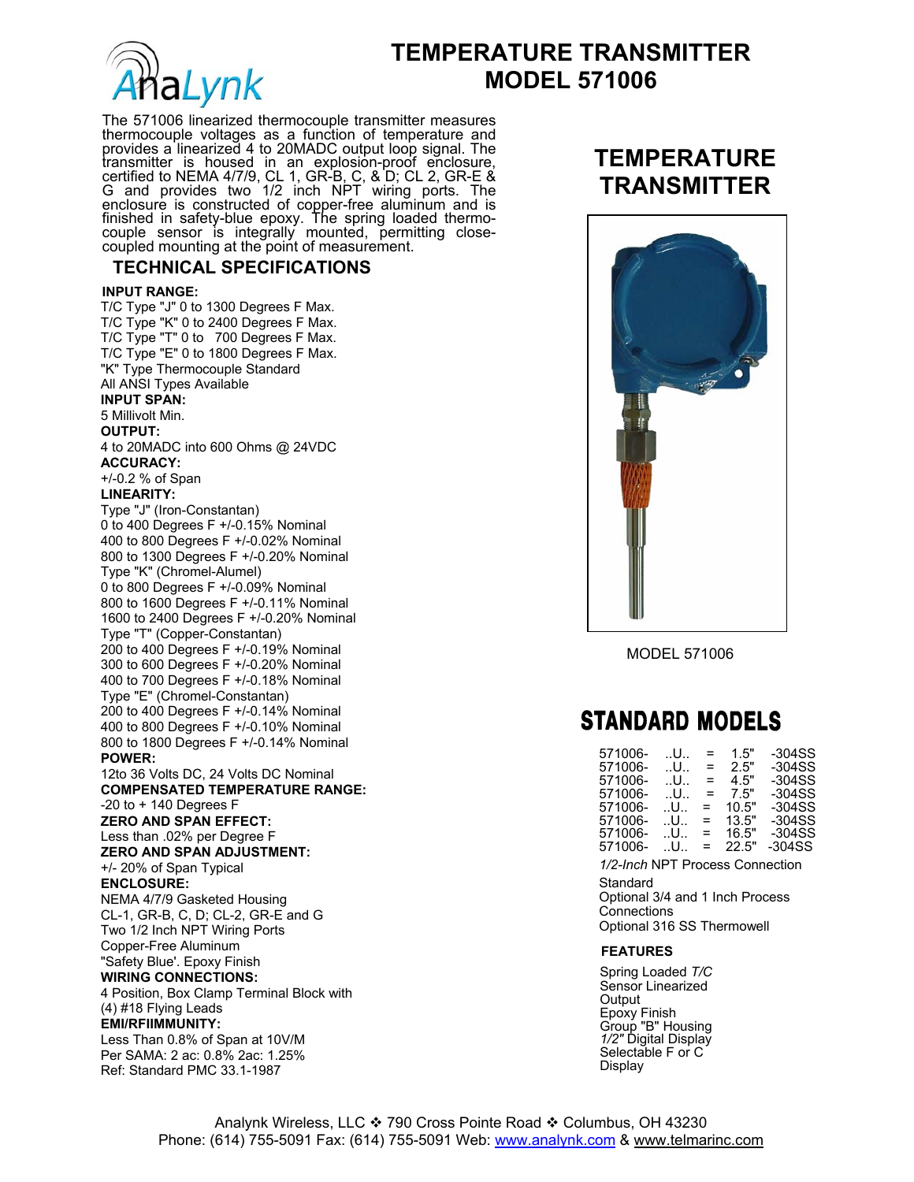# TEMPERATURE TRANSMITTER MODEL 571006

The 571006 linearized thermocouple transmitter measures thermocouple voltages as a function of temperature and provides a linearized 4 to 20MADC output loop signal. The transmitter is housed in an explosion-proof enclosure, certified to NEMA 4/7/9, CL 1, GR-B, C, & D; CL 2, GR-E & G and provides two 1/2 inch NPT wiring ports. The enclosure is constructed of copper-free aluminum and is finished in safety-blue epoxy. The spring loaded thermocouple sensor is integrally mounted, permitting close-coupled mounting at the point of measurement.

## TECHNICAL SPECIFICATIONS

**INPUT RANGE:**
T/C Type "J" 0 to 1300 Degrees F Max.
T/C Type "K" 0 to 2400 Degrees F Max.
T/C Type "T" 0 to 700 Degrees F Max.
T/C Type "E" 0 to 1800 Degrees F Max.
"K" Type Thermocouple Standard
All ANSI Types Available

**INPUT SPAN:**
5 Millivolt Min.

**OUTPUT:**
4 to 20MADC into 600 Ohms @ 24VDC

**ACCURACY:**
+/-0.2 % of Span

**LINEARITY:**
Type "J" (Iron-Constantan)
0 to 400 Degrees F +/-0.15% Nominal
400 to 800 Degrees F +/-0.02% Nominal
800 to 1300 Degrees F +/-0.20% Nominal
Type "K" (Chromel-Alumel)
0 to 800 Degrees F +/-0.09% Nominal
800 to 1600 Degrees F +/-0.11% Nominal
1600 to 2400 Degrees F +/-0.20% Nominal
Type "T" (Copper-Constantan)
200 to 400 Degrees F +/-0.19% Nominal
300 to 600 Degrees F +/-0.20% Nominal
400 to 700 Degrees F +/-0.18% Nominal
Type "E" (Chromel-Constantan)
200 to 400 Degrees F +/-0.14% Nominal
400 to 800 Degrees F +/-0.10% Nominal
800 to 1800 Degrees F +/-0.14% Nominal

**POWER:**
12to 36 Volts DC, 24 Volts DC Nominal

**COMPENSATED TEMPERATURE RANGE:**
-20 to + 140 Degrees F

**ZERO AND SPAN EFFECT:**
Less than .02% per Degree F

**ZERO AND SPAN ADJUSTMENT:**
+/- 20% of Span Typical

**ENCLOSURE:**
NEMA 4/7/9 Gasketed Housing
CL-1, GR-B, C, D; CL-2, GR-E and G
Two 1/2 Inch NPT Wiring Ports
Copper-Free Aluminum
"Safety Blue'. Epoxy Finish

**WIRING CONNECTIONS:**
4 Position, Box Clamp Terminal Block with (4) #18 Flying Leads

**EMI/RFIIMMUNITY:**
Less Than 0.8% of Span at 10V/M
Per SAMA: 2 ac: 0.8% 2ac: 1.25%
Ref: Standard PMC 33.1-1987

## TEMPERATURE TRANSMITTER

MODEL 571006

## STANDARD MODELS

| | | | | |
|---|---|---|---|---|
| 571006- | ..U.. | = | 1.5" | -304SS |
| 571006- | ..U.. | = | 2.5" | -304SS |
| 571006- | ..U.. | = | 4.5" | -304SS |
| 571006- | ..U.. | = | 7.5" | -304SS |
| 571006- | ..U.. | = | 10.5" | -304SS |
| 571006- | ..U.. | = | 13.5" | -304SS |
| 571006- | ..U.. | = | 16.5" | -304SS |
| 571006- | ..U.. | = | 22.5" | -304SS |

*1/2-Inch* NPT Process Connection
Standard
Optional 3/4 and 1 Inch Process Connections
Optional 316 SS Thermowell

**FEATURES**

Spring Loaded *T/C* Sensor Linearized Output
Epoxy Finish
Group "B" Housing
*1/2"* Digital Display
Selectable F or C Display

Analynk Wireless, LLC ❖ 790 Cross Pointe Road ❖ Columbus, OH 43230
Phone: (614) 755-5091 Fax: (614) 755-5091 Web: www.analynk.com & www.telmarinc.com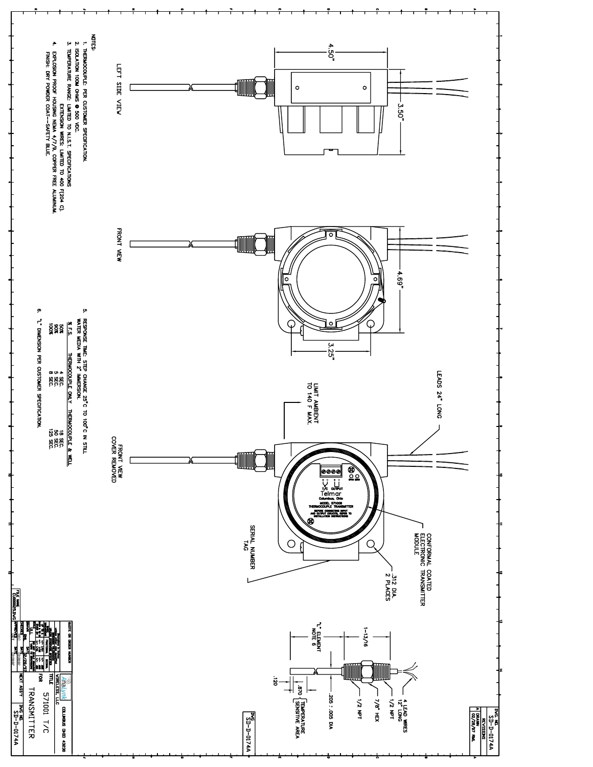NOTES:

1. THERMOCOUPLE: PER CUSTOMER SPECIFICATION.
2. ISOLATION 100M OHMS @ 500 VDC.
3. TEMPERATURE RANGE: LIMITED TO N.I.S.T. SPECIFICATIONS EXTENSION WIRES: LIMITED TO 400 F(204 C).
4. EXPLOSION PROOF HOUSING NEMA 4/7/9, COPPER FREE ALUMINUM. FINISH: DRY POWDER COAT--SAFETY BLUE.
5. RESPONSE TIME: STEP CHANGE 25°C TO 100°C IN STILL WATER MEDIA WITH 2" IMMERSION.

| % F.S. | THERMOCOUPLE ONLY | THERMOCOUPLE & WELL |
|---|---|---|
| 50% | 4 SEC. | 18 SEC. |
| 90% | 5 SEC. | 50 SEC. |
| 100% | 8 SEC. | 125 SEC. |

6. "L" DIMENSION PER CUSTOMER SPECIFICATION.

LEFT SIDE VIEW

4.50"

3.50"

FRONT VIEW

4.69"

3.25"

FRONT VIEW COVER REMOVED

LEADS 24" LONG

LIMIT AMBIENT TO 140 F MAX.

CONFORMAL COATED ELECTRONIC TRANSMITTER MODULE

.312 DIA. 2 PLACES

SERIAL NUMBER TAG

T/C OUTPUT

Telmar Columbus, Ohio

MODEL 571006 THERMOCOUPLE TRANSMITTER

BEFORE CONNECTING INPUT AND OUTPUT CIRCUITS, REFER TO INSTALLATION INSTRUCTIONS

SPAN ZERO

4 LEAD WIRES 12" LONG

1/2 NPT

7/8" HEX

1/2 NPT

1-13/16

"L" ELEMENT NOTE 6

.205 ±.005 DIA

.870

TEMPERATURE SENSITIVE AREA

.120

DWG SD-D-0174A

DWG NO. SD-D-0174A

| REVISIONS | |
|---|---|
| A | DRAWN 02/28/97 RML |

FILE NAME: E:\000025.DWG

QUOTE OR ORDER NUMBER

DRAWN RML DATE 02/28/97

Anafyn WIRELESS, LLC COLUMBUS OHIO 43230

TITLE 571001 T/C TRANSMITTER

NEXT ASS'Y

DWG NO. SD-D-0174A